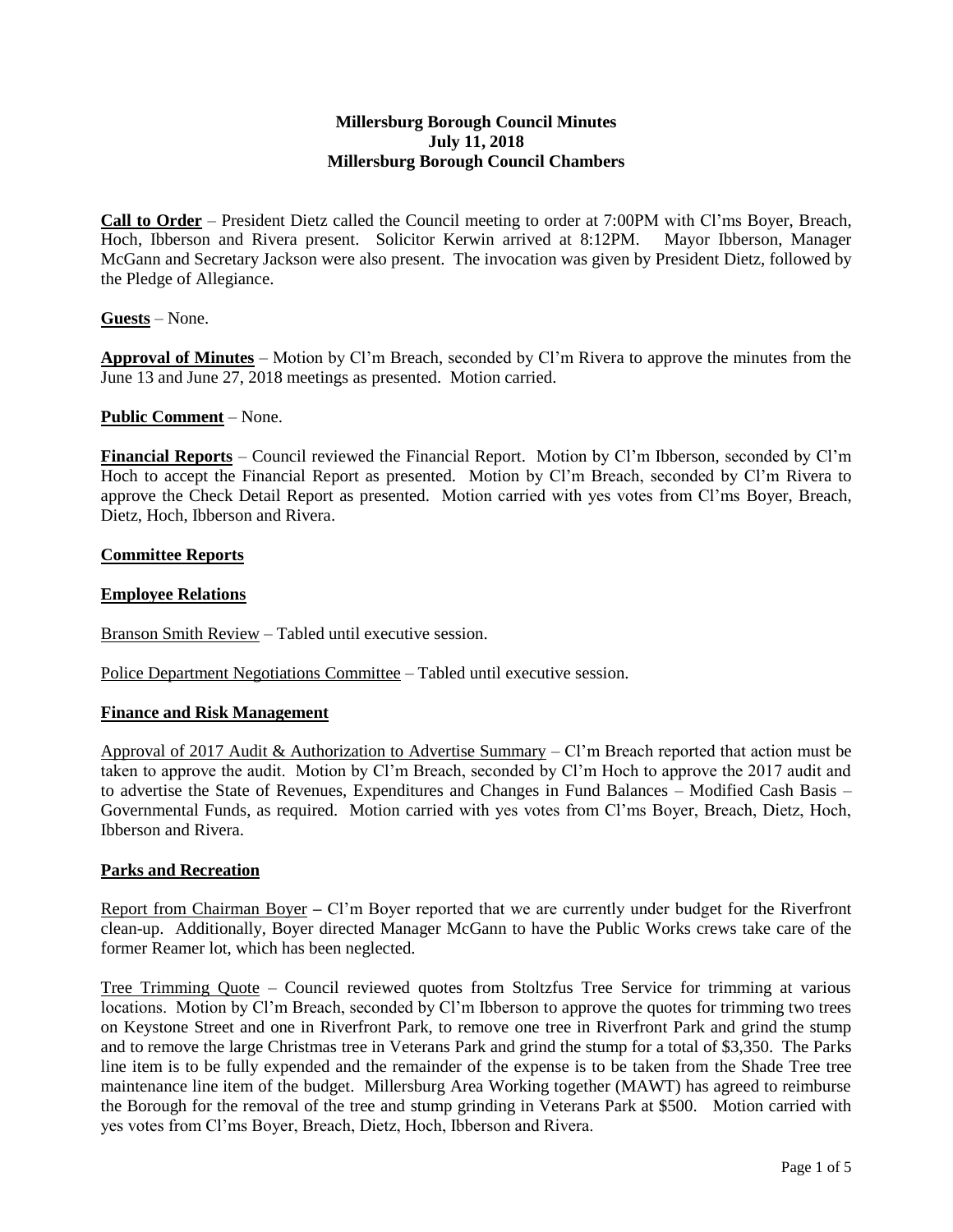**Millersburg Borough Council Minutes**
**July 11, 2018**
**Millersburg Borough Council Chambers**

**Call to Order** – President Dietz called the Council meeting to order at 7:00PM with Cl'ms Boyer, Breach, Hoch, Ibberson and Rivera present. Solicitor Kerwin arrived at 8:12PM. Mayor Ibberson, Manager McGann and Secretary Jackson were also present. The invocation was given by President Dietz, followed by the Pledge of Allegiance.

**Guests** – None.

**Approval of Minutes** – Motion by Cl'm Breach, seconded by Cl'm Rivera to approve the minutes from the June 13 and June 27, 2018 meetings as presented. Motion carried.

**Public Comment** – None.

**Financial Reports** – Council reviewed the Financial Report. Motion by Cl'm Ibberson, seconded by Cl'm Hoch to accept the Financial Report as presented. Motion by Cl'm Breach, seconded by Cl'm Rivera to approve the Check Detail Report as presented. Motion carried with yes votes from Cl'ms Boyer, Breach, Dietz, Hoch, Ibberson and Rivera.

**Committee Reports**

**Employee Relations**

Branson Smith Review – Tabled until executive session.

Police Department Negotiations Committee – Tabled until executive session.

**Finance and Risk Management**

Approval of 2017 Audit & Authorization to Advertise Summary – Cl'm Breach reported that action must be taken to approve the audit. Motion by Cl'm Breach, seconded by Cl'm Hoch to approve the 2017 audit and to advertise the State of Revenues, Expenditures and Changes in Fund Balances – Modified Cash Basis – Governmental Funds, as required. Motion carried with yes votes from Cl'ms Boyer, Breach, Dietz, Hoch, Ibberson and Rivera.

**Parks and Recreation**

Report from Chairman Boyer – Cl'm Boyer reported that we are currently under budget for the Riverfront clean-up. Additionally, Boyer directed Manager McGann to have the Public Works crews take care of the former Reamer lot, which has been neglected.

Tree Trimming Quote – Council reviewed quotes from Stoltzfus Tree Service for trimming at various locations. Motion by Cl'm Breach, seconded by Cl'm Ibberson to approve the quotes for trimming two trees on Keystone Street and one in Riverfront Park, to remove one tree in Riverfront Park and grind the stump and to remove the large Christmas tree in Veterans Park and grind the stump for a total of $3,350. The Parks line item is to be fully expended and the remainder of the expense is to be taken from the Shade Tree tree maintenance line item of the budget. Millersburg Area Working together (MAWT) has agreed to reimburse the Borough for the removal of the tree and stump grinding in Veterans Park at $500. Motion carried with yes votes from Cl'ms Boyer, Breach, Dietz, Hoch, Ibberson and Rivera.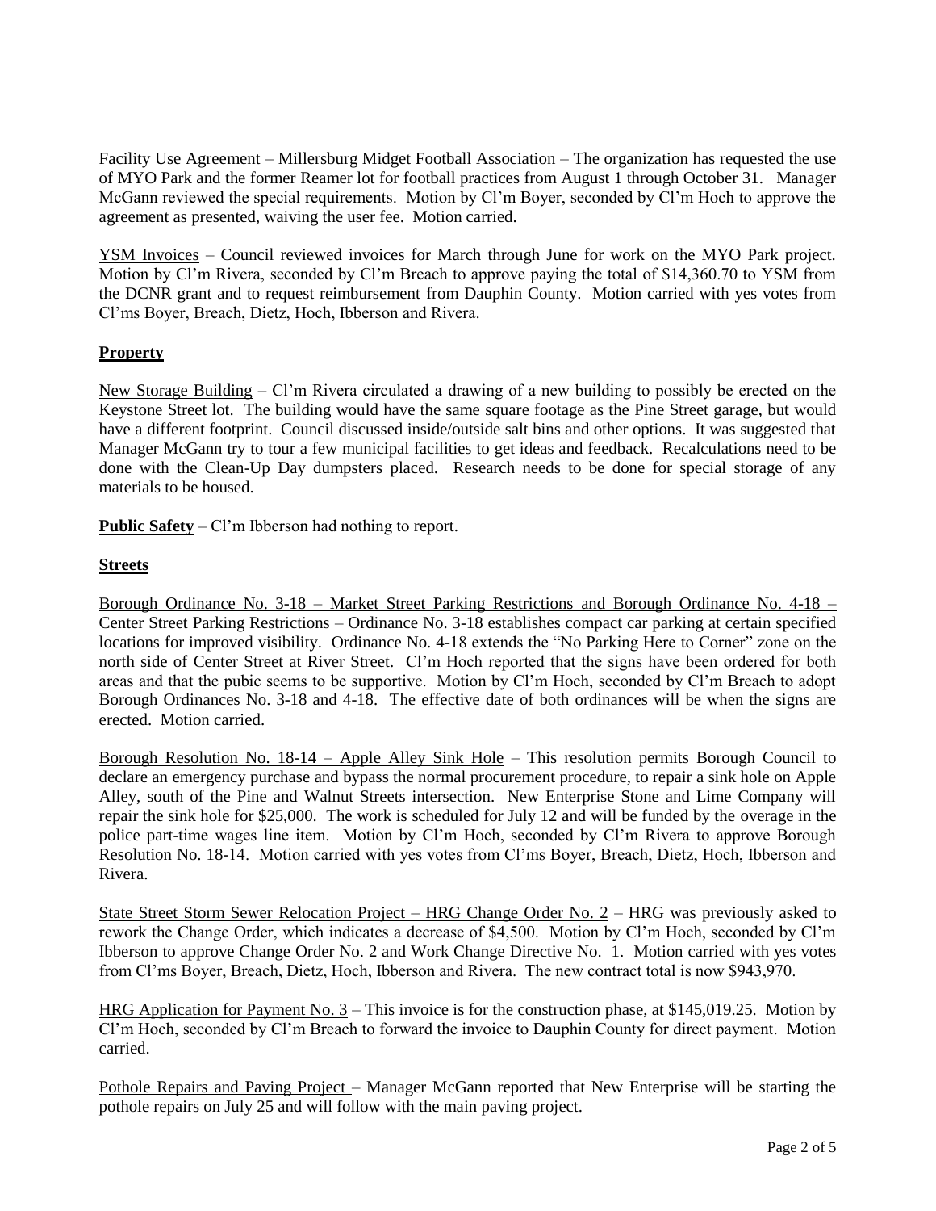Facility Use Agreement – Millersburg Midget Football Association – The organization has requested the use of MYO Park and the former Reamer lot for football practices from August 1 through October 31. Manager McGann reviewed the special requirements. Motion by Cl'm Boyer, seconded by Cl'm Hoch to approve the agreement as presented, waiving the user fee. Motion carried.

YSM Invoices – Council reviewed invoices for March through June for work on the MYO Park project. Motion by Cl'm Rivera, seconded by Cl'm Breach to approve paying the total of $14,360.70 to YSM from the DCNR grant and to request reimbursement from Dauphin County. Motion carried with yes votes from Cl'ms Boyer, Breach, Dietz, Hoch, Ibberson and Rivera.

**Property**

New Storage Building – Cl'm Rivera circulated a drawing of a new building to possibly be erected on the Keystone Street lot. The building would have the same square footage as the Pine Street garage, but would have a different footprint. Council discussed inside/outside salt bins and other options. It was suggested that Manager McGann try to tour a few municipal facilities to get ideas and feedback. Recalculations need to be done with the Clean-Up Day dumpsters placed. Research needs to be done for special storage of any materials to be housed.

**Public Safety** – Cl'm Ibberson had nothing to report.

**Streets**

Borough Ordinance No. 3-18 – Market Street Parking Restrictions and Borough Ordinance No. 4-18 – Center Street Parking Restrictions – Ordinance No. 3-18 establishes compact car parking at certain specified locations for improved visibility. Ordinance No. 4-18 extends the "No Parking Here to Corner" zone on the north side of Center Street at River Street. Cl'm Hoch reported that the signs have been ordered for both areas and that the pubic seems to be supportive. Motion by Cl'm Hoch, seconded by Cl'm Breach to adopt Borough Ordinances No. 3-18 and 4-18. The effective date of both ordinances will be when the signs are erected. Motion carried.

Borough Resolution No. 18-14 – Apple Alley Sink Hole – This resolution permits Borough Council to declare an emergency purchase and bypass the normal procurement procedure, to repair a sink hole on Apple Alley, south of the Pine and Walnut Streets intersection. New Enterprise Stone and Lime Company will repair the sink hole for $25,000. The work is scheduled for July 12 and will be funded by the overage in the police part-time wages line item. Motion by Cl'm Hoch, seconded by Cl'm Rivera to approve Borough Resolution No. 18-14. Motion carried with yes votes from Cl'ms Boyer, Breach, Dietz, Hoch, Ibberson and Rivera.

State Street Storm Sewer Relocation Project – HRG Change Order No. 2 – HRG was previously asked to rework the Change Order, which indicates a decrease of $4,500. Motion by Cl'm Hoch, seconded by Cl'm Ibberson to approve Change Order No. 2 and Work Change Directive No. 1. Motion carried with yes votes from Cl'ms Boyer, Breach, Dietz, Hoch, Ibberson and Rivera. The new contract total is now $943,970.

HRG Application for Payment No. 3 – This invoice is for the construction phase, at $145,019.25. Motion by Cl'm Hoch, seconded by Cl'm Breach to forward the invoice to Dauphin County for direct payment. Motion carried.

Pothole Repairs and Paving Project – Manager McGann reported that New Enterprise will be starting the pothole repairs on July 25 and will follow with the main paving project.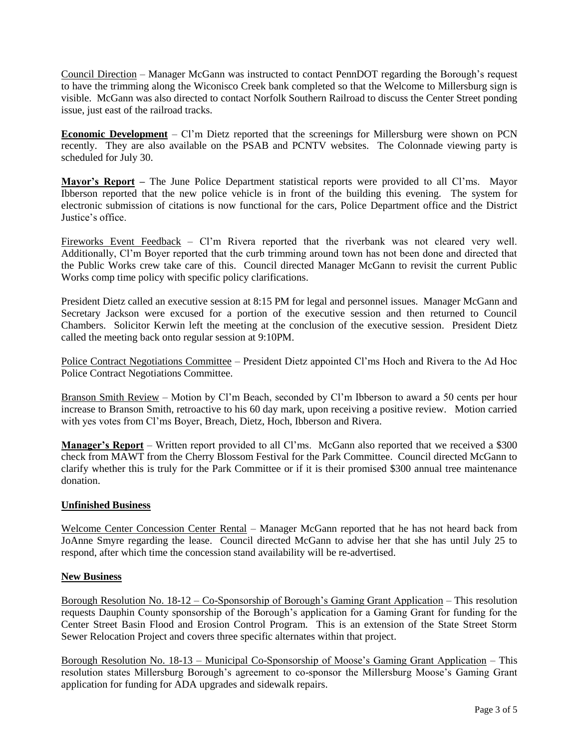Council Direction – Manager McGann was instructed to contact PennDOT regarding the Borough's request to have the trimming along the Wiconisco Creek bank completed so that the Welcome to Millersburg sign is visible. McGann was also directed to contact Norfolk Southern Railroad to discuss the Center Street ponding issue, just east of the railroad tracks.

**Economic Development** – Cl'm Dietz reported that the screenings for Millersburg were shown on PCN recently. They are also available on the PSAB and PCNTV websites. The Colonnade viewing party is scheduled for July 30.

**Mayor's Report –** The June Police Department statistical reports were provided to all Cl'ms. Mayor Ibberson reported that the new police vehicle is in front of the building this evening. The system for electronic submission of citations is now functional for the cars, Police Department office and the District Justice's office.

Fireworks Event Feedback – Cl'm Rivera reported that the riverbank was not cleared very well. Additionally, Cl'm Boyer reported that the curb trimming around town has not been done and directed that the Public Works crew take care of this. Council directed Manager McGann to revisit the current Public Works comp time policy with specific policy clarifications.

President Dietz called an executive session at 8:15 PM for legal and personnel issues. Manager McGann and Secretary Jackson were excused for a portion of the executive session and then returned to Council Chambers. Solicitor Kerwin left the meeting at the conclusion of the executive session. President Dietz called the meeting back onto regular session at 9:10PM.

Police Contract Negotiations Committee – President Dietz appointed Cl'ms Hoch and Rivera to the Ad Hoc Police Contract Negotiations Committee.

Branson Smith Review – Motion by Cl'm Beach, seconded by Cl'm Ibberson to award a 50 cents per hour increase to Branson Smith, retroactive to his 60 day mark, upon receiving a positive review. Motion carried with yes votes from Cl'ms Boyer, Breach, Dietz, Hoch, Ibberson and Rivera.

**Manager's Report** – Written report provided to all Cl'ms. McGann also reported that we received a $300 check from MAWT from the Cherry Blossom Festival for the Park Committee. Council directed McGann to clarify whether this is truly for the Park Committee or if it is their promised $300 annual tree maintenance donation.

## Unfinished Business

Welcome Center Concession Center Rental – Manager McGann reported that he has not heard back from JoAnne Smyre regarding the lease. Council directed McGann to advise her that she has until July 25 to respond, after which time the concession stand availability will be re-advertised.

## New Business

Borough Resolution No. 18-12 – Co-Sponsorship of Borough's Gaming Grant Application – This resolution requests Dauphin County sponsorship of the Borough's application for a Gaming Grant for funding for the Center Street Basin Flood and Erosion Control Program. This is an extension of the State Street Storm Sewer Relocation Project and covers three specific alternates within that project.

Borough Resolution No. 18-13 – Municipal Co-Sponsorship of Moose's Gaming Grant Application – This resolution states Millersburg Borough's agreement to co-sponsor the Millersburg Moose's Gaming Grant application for funding for ADA upgrades and sidewalk repairs.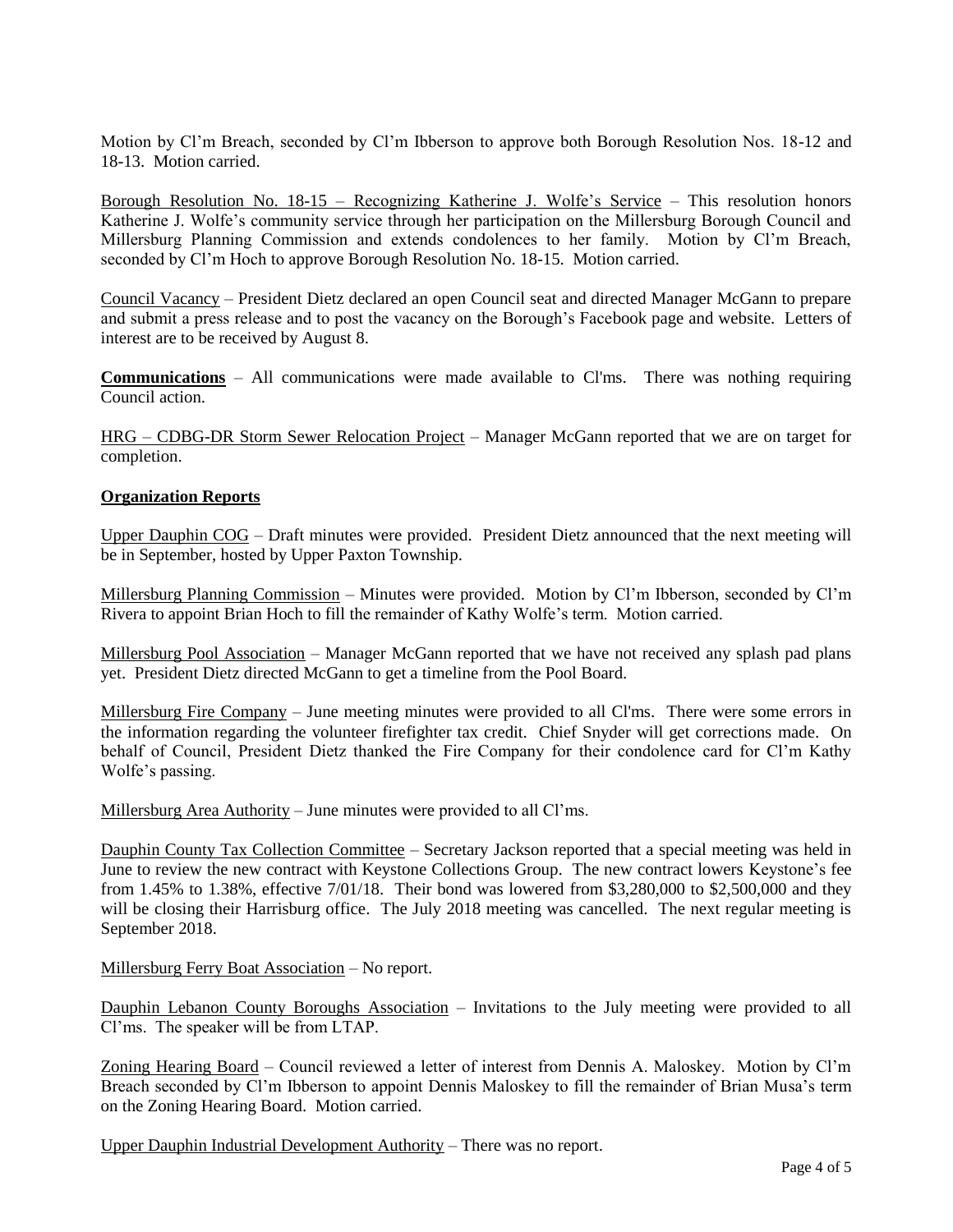Motion by Cl'm Breach, seconded by Cl'm Ibberson to approve both Borough Resolution Nos. 18-12 and 18-13. Motion carried.

<u>Borough Resolution No. 18-15 – Recognizing Katherine J. Wolfe's Service</u> – This resolution honors Katherine J. Wolfe's community service through her participation on the Millersburg Borough Council and Millersburg Planning Commission and extends condolences to her family. Motion by Cl'm Breach, seconded by Cl'm Hoch to approve Borough Resolution No. 18-15. Motion carried.

<u>Council Vacancy</u> – President Dietz declared an open Council seat and directed Manager McGann to prepare and submit a press release and to post the vacancy on the Borough's Facebook page and website. Letters of interest are to be received by August 8.

**<u>Communications</u>** – All communications were made available to Cl'ms. There was nothing requiring Council action.

<u>HRG – CDBG-DR Storm Sewer Relocation Project</u> – Manager McGann reported that we are on target for completion.

**<u>Organization Reports</u>**

<u>Upper Dauphin COG</u> – Draft minutes were provided. President Dietz announced that the next meeting will be in September, hosted by Upper Paxton Township.

<u>Millersburg Planning Commission</u> – Minutes were provided. Motion by Cl'm Ibberson, seconded by Cl'm Rivera to appoint Brian Hoch to fill the remainder of Kathy Wolfe's term. Motion carried.

<u>Millersburg Pool Association</u> – Manager McGann reported that we have not received any splash pad plans yet. President Dietz directed McGann to get a timeline from the Pool Board.

<u>Millersburg Fire Company</u> – June meeting minutes were provided to all Cl'ms. There were some errors in the information regarding the volunteer firefighter tax credit. Chief Snyder will get corrections made. On behalf of Council, President Dietz thanked the Fire Company for their condolence card for Cl'm Kathy Wolfe's passing.

<u>Millersburg Area Authority</u> – June minutes were provided to all Cl'ms.

<u>Dauphin County Tax Collection Committee</u> – Secretary Jackson reported that a special meeting was held in June to review the new contract with Keystone Collections Group. The new contract lowers Keystone's fee from 1.45% to 1.38%, effective 7/01/18. Their bond was lowered from $3,280,000 to $2,500,000 and they will be closing their Harrisburg office. The July 2018 meeting was cancelled. The next regular meeting is September 2018.

<u>Millersburg Ferry Boat Association</u> – No report.

<u>Dauphin Lebanon County Boroughs Association</u> – Invitations to the July meeting were provided to all Cl'ms. The speaker will be from LTAP.

<u>Zoning Hearing Board</u> – Council reviewed a letter of interest from Dennis A. Maloskey. Motion by Cl'm Breach seconded by Cl'm Ibberson to appoint Dennis Maloskey to fill the remainder of Brian Musa's term on the Zoning Hearing Board. Motion carried.

<u>Upper Dauphin Industrial Development Authority</u> – There was no report.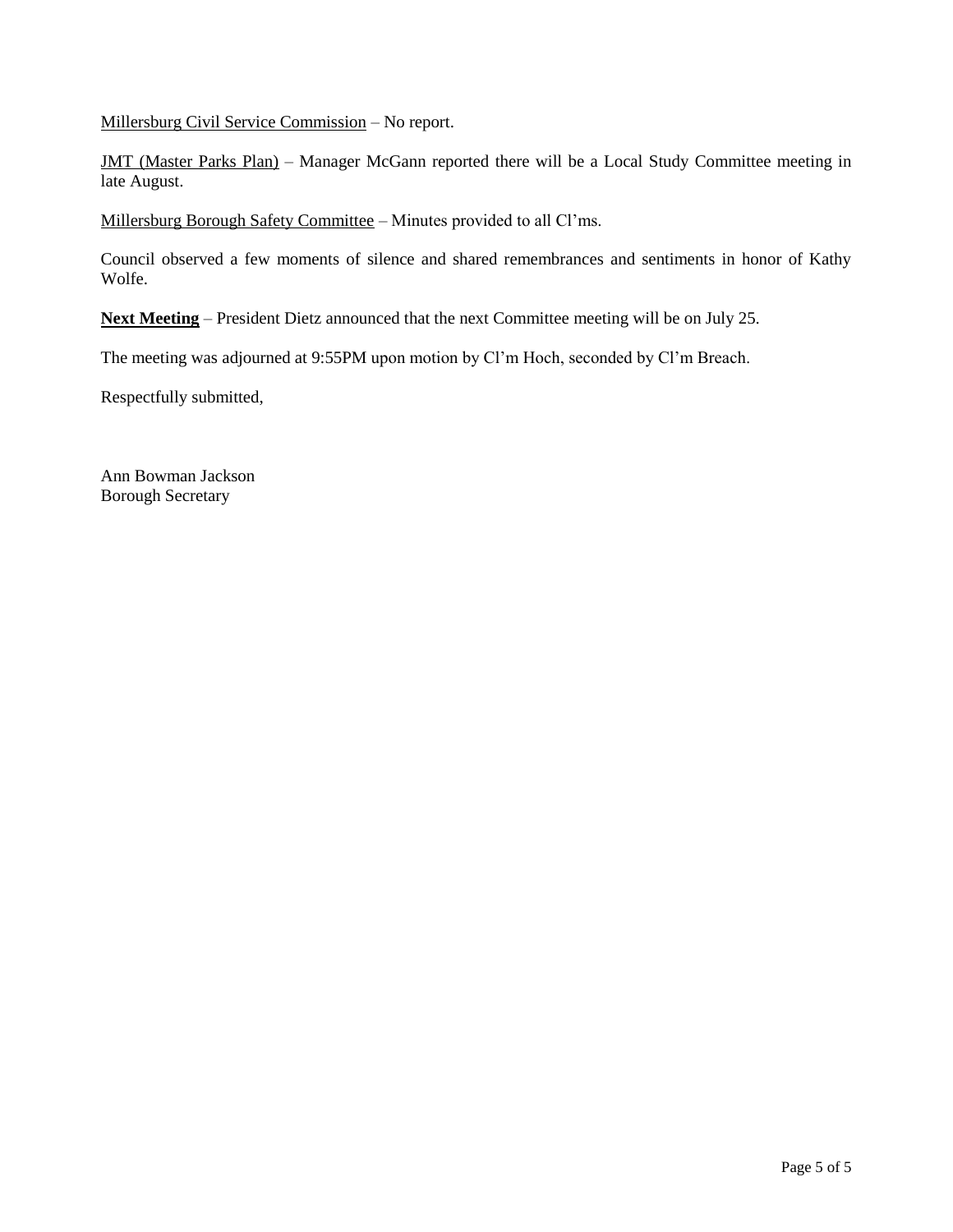Millersburg Civil Service Commission – No report.

JMT (Master Parks Plan) – Manager McGann reported there will be a Local Study Committee meeting in late August.

Millersburg Borough Safety Committee – Minutes provided to all Cl'ms.

Council observed a few moments of silence and shared remembrances and sentiments in honor of Kathy Wolfe.

**Next Meeting** – President Dietz announced that the next Committee meeting will be on July 25.

The meeting was adjourned at 9:55PM upon motion by Cl'm Hoch, seconded by Cl'm Breach.

Respectfully submitted,

Ann Bowman Jackson
Borough Secretary